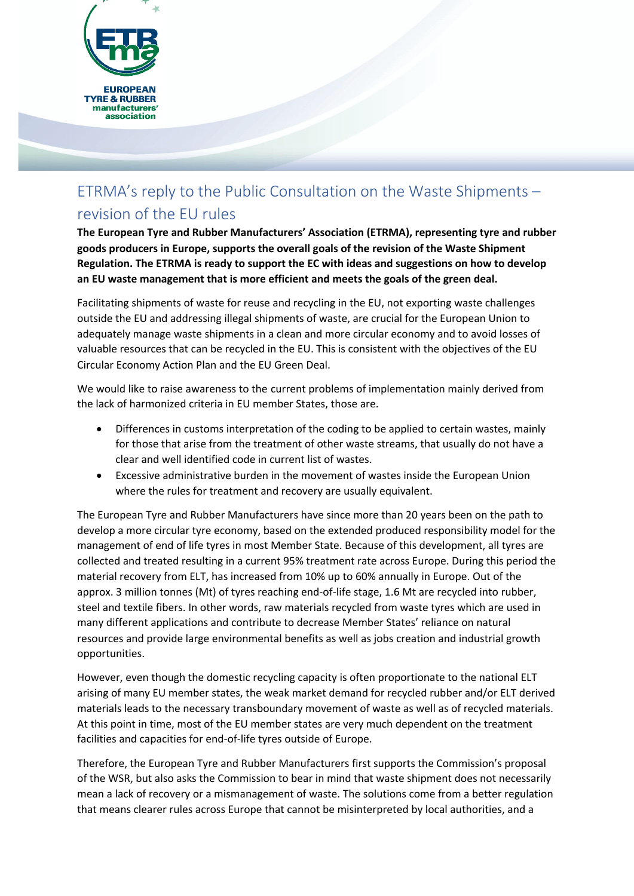EUROPEAN TYRE & RUBBER manufacturers' association

# ETRMA's reply to the Public Consultation on the Waste Shipments – revision of the EU rules

**The European Tyre and Rubber Manufacturers' Association (ETRMA), representing tyre and rubber goods producers in Europe, supports the overall goals of the revision of the Waste Shipment Regulation. The ETRMA is ready to support the EC with ideas and suggestions on how to develop an EU waste management that is more efficient and meets the goals of the green deal.**

Facilitating shipments of waste for reuse and recycling in the EU, not exporting waste challenges outside the EU and addressing illegal shipments of waste, are crucial for the European Union to adequately manage waste shipments in a clean and more circular economy and to avoid losses of valuable resources that can be recycled in the EU. This is consistent with the objectives of the EU Circular Economy Action Plan and the EU Green Deal.

We would like to raise awareness to the current problems of implementation mainly derived from the lack of harmonized criteria in EU member States, those are.

- Differences in customs interpretation of the coding to be applied to certain wastes, mainly for those that arise from the treatment of other waste streams, that usually do not have a clear and well identified code in current list of wastes.
- Excessive administrative burden in the movement of wastes inside the European Union where the rules for treatment and recovery are usually equivalent.

The European Tyre and Rubber Manufacturers have since more than 20 years been on the path to develop a more circular tyre economy, based on the extended produced responsibility model for the management of end of life tyres in most Member State. Because of this development, all tyres are collected and treated resulting in a current 95% treatment rate across Europe. During this period the material recovery from ELT, has increased from 10% up to 60% annually in Europe. Out of the approx. 3 million tonnes (Mt) of tyres reaching end-of-life stage, 1.6 Mt are recycled into rubber, steel and textile fibers. In other words, raw materials recycled from waste tyres which are used in many different applications and contribute to decrease Member States' reliance on natural resources and provide large environmental benefits as well as jobs creation and industrial growth opportunities.

However, even though the domestic recycling capacity is often proportionate to the national ELT arising of many EU member states, the weak market demand for recycled rubber and/or ELT derived materials leads to the necessary transboundary movement of waste as well as of recycled materials. At this point in time, most of the EU member states are very much dependent on the treatment facilities and capacities for end-of-life tyres outside of Europe.

Therefore, the European Tyre and Rubber Manufacturers first supports the Commission's proposal of the WSR, but also asks the Commission to bear in mind that waste shipment does not necessarily mean a lack of recovery or a mismanagement of waste. The solutions come from a better regulation that means clearer rules across Europe that cannot be misinterpreted by local authorities, and a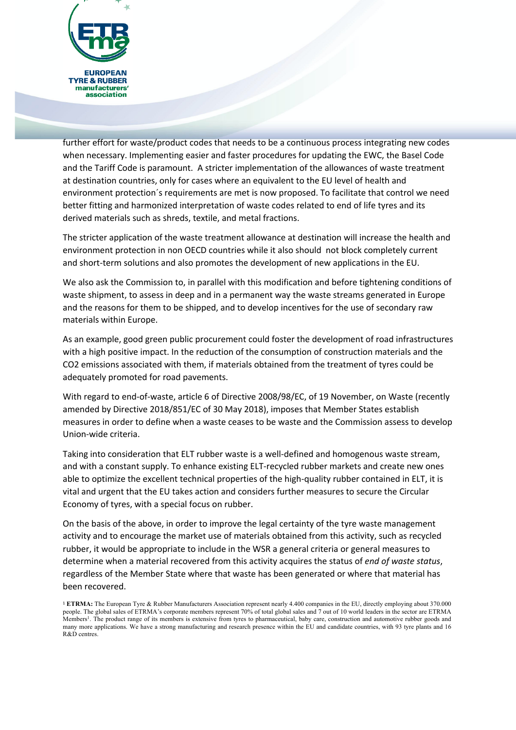further effort for waste/product codes that needs to be a continuous process integrating new codes when necessary. Implementing easier and faster procedures for updating the EWC, the Basel Code and the Tariff Code is paramount. A stricter implementation of the allowances of waste treatment at destination countries, only for cases where an equivalent to the EU level of health and environment protection´s requirements are met is now proposed. To facilitate that control we need better fitting and harmonized interpretation of waste codes related to end of life tyres and its derived materials such as shreds, textile, and metal fractions.

The stricter application of the waste treatment allowance at destination will increase the health and environment protection in non OECD countries while it also should not block completely current and short-term solutions and also promotes the development of new applications in the EU.

We also ask the Commission to, in parallel with this modification and before tightening conditions of waste shipment, to assess in deep and in a permanent way the waste streams generated in Europe and the reasons for them to be shipped, and to develop incentives for the use of secondary raw materials within Europe.

As an example, good green public procurement could foster the development of road infrastructures with a high positive impact. In the reduction of the consumption of construction materials and the $CO_2$ emissions associated with them, if materials obtained from the treatment of tyres could be adequately promoted for road pavements.

With regard to end-of-waste, article 6 of Directive 2008/98/EC, of 19 November, on Waste (recently amended by Directive 2018/851/EC of 30 May 2018), imposes that Member States establish measures in order to define when a waste ceases to be waste and the Commission assess to develop Union-wide criteria.

Taking into consideration that ELT rubber waste is a well-defined and homogenous waste stream, and with a constant supply. To enhance existing ELT-recycled rubber markets and create new ones able to optimize the excellent technical properties of the high-quality rubber contained in ELT, it is vital and urgent that the EU takes action and considers further measures to secure the Circular Economy of tyres, with a special focus on rubber.

On the basis of the above, in order to improve the legal certainty of the tyre waste management activity and to encourage the market use of materials obtained from this activity, such as recycled rubber, it would be appropriate to include in the WSR a general criteria or general measures to determine when a material recovered from this activity acquires the status of *end of waste status*, regardless of the Member State where that waste has been generated or where that material has been recovered.

[1] **ETRMA:** The European Tyre & Rubber Manufacturers Association represent nearly 4.400 companies in the EU, directly employing about 370.000 people. The global sales of ETRMA's corporate members represent 70% of total global sales and 7 out of 10 world leaders in the sector are ETRMA Members[1]. The product range of its members is extensive from tyres to pharmaceutical, baby care, construction and automotive rubber goods and many more applications. We have a strong manufacturing and research presence within the EU and candidate countries, with 93 tyre plants and 16 R&D centres.